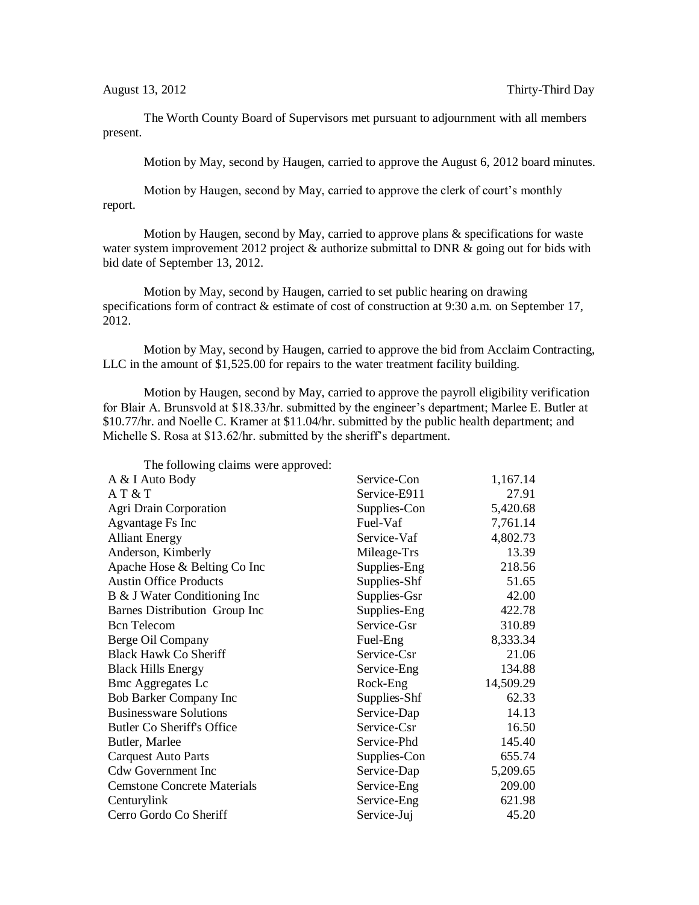August 13, 2012 Thirty-Third Day

The Worth County Board of Supervisors met pursuant to adjournment with all members present.

Motion by May, second by Haugen, carried to approve the August 6, 2012 board minutes.

Motion by Haugen, second by May, carried to approve the clerk of court's monthly report.

Motion by Haugen, second by May, carried to approve plans & specifications for waste water system improvement 2012 project & authorize submittal to DNR & going out for bids with bid date of September 13, 2012.

Motion by May, second by Haugen, carried to set public hearing on drawing specifications form of contract & estimate of cost of construction at 9:30 a.m. on September 17, 2012.

Motion by May, second by Haugen, carried to approve the bid from Acclaim Contracting, LLC in the amount of $1,525.00 for repairs to the water treatment facility building.

Motion by Haugen, second by May, carried to approve the payroll eligibility verification for Blair A. Brunsvold at $18.33/hr. submitted by the engineer's department; Marlee E. Butler at $10.77/hr. and Noelle C. Kramer at $11.04/hr. submitted by the public health department; and Michelle S. Rosa at $13.62/hr. submitted by the sheriff's department.

The following claims were approved:

| | | |
|---|---|---|
| A & I Auto Body | Service-Con | 1,167.14 |
| A T & T | Service-E911 | 27.91 |
| Agri Drain Corporation | Supplies-Con | 5,420.68 |
| Agvantage Fs Inc | Fuel-Vaf | 7,761.14 |
| Alliant Energy | Service-Vaf | 4,802.73 |
| Anderson, Kimberly | Mileage-Trs | 13.39 |
| Apache Hose & Belting Co Inc | Supplies-Eng | 218.56 |
| Austin Office Products | Supplies-Shf | 51.65 |
| B & J Water Conditioning Inc | Supplies-Gsr | 42.00 |
| Barnes Distribution Group Inc | Supplies-Eng | 422.78 |
| Bcn Telecom | Service-Gsr | 310.89 |
| Berge Oil Company | Fuel-Eng | 8,333.34 |
| Black Hawk Co Sheriff | Service-Csr | 21.06 |
| Black Hills Energy | Service-Eng | 134.88 |
| Bmc Aggregates Lc | Rock-Eng | 14,509.29 |
| Bob Barker Company Inc | Supplies-Shf | 62.33 |
| Businessware Solutions | Service-Dap | 14.13 |
| Butler Co Sheriff's Office | Service-Csr | 16.50 |
| Butler, Marlee | Service-Phd | 145.40 |
| Carquest Auto Parts | Supplies-Con | 655.74 |
| Cdw Government Inc | Service-Dap | 5,209.65 |
| Cemstone Concrete Materials | Service-Eng | 209.00 |
| Centurylink | Service-Eng | 621.98 |
| Cerro Gordo Co Sheriff | Service-Juj | 45.20 |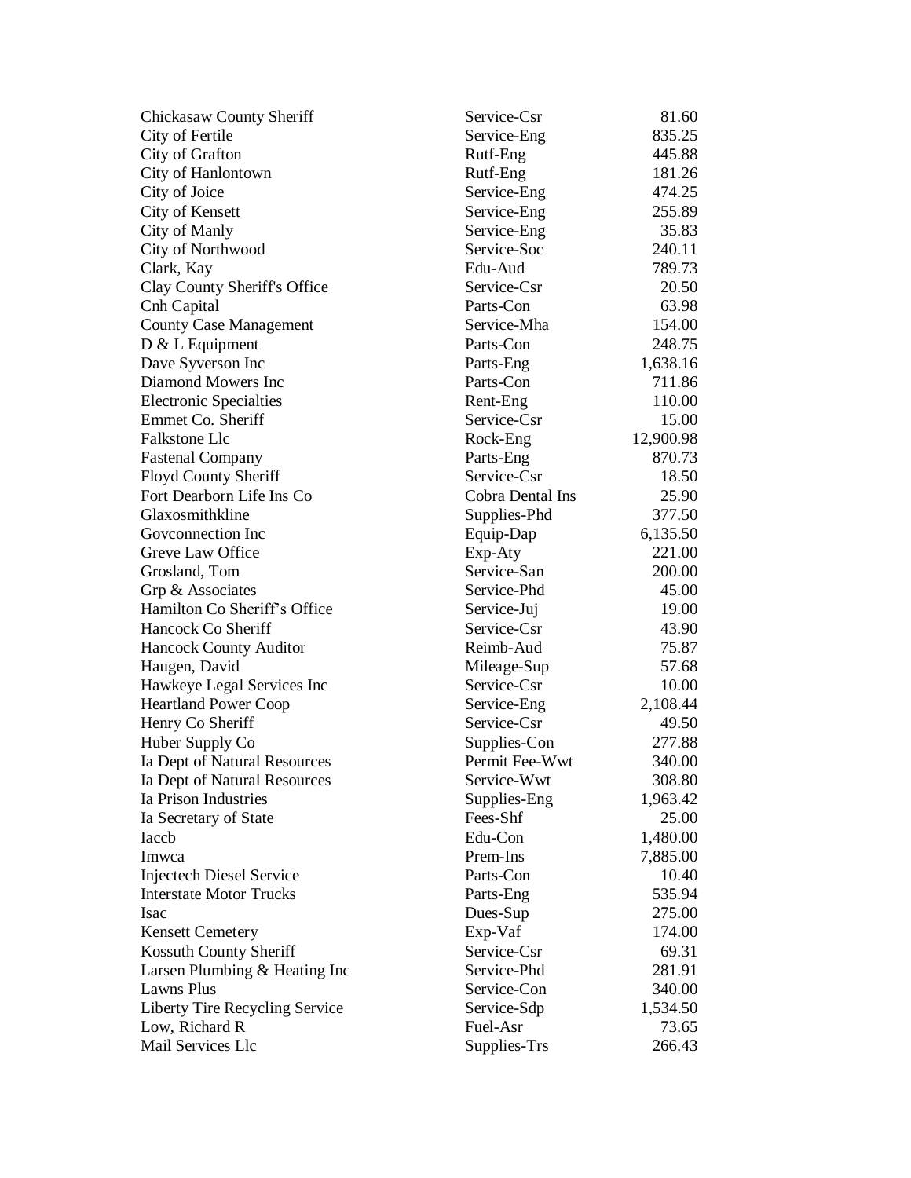| | | |
|---|---|---|
| Chickasaw County Sheriff | Service-Csr | 81.60 |
| City of Fertile | Service-Eng | 835.25 |
| City of Grafton | Rutf-Eng | 445.88 |
| City of Hanlontown | Rutf-Eng | 181.26 |
| City of Joice | Service-Eng | 474.25 |
| City of Kensett | Service-Eng | 255.89 |
| City of Manly | Service-Eng | 35.83 |
| City of Northwood | Service-Soc | 240.11 |
| Clark, Kay | Edu-Aud | 789.73 |
| Clay County Sheriff's Office | Service-Csr | 20.50 |
| Cnh Capital | Parts-Con | 63.98 |
| County Case Management | Service-Mha | 154.00 |
| D & L Equipment | Parts-Con | 248.75 |
| Dave Syverson Inc | Parts-Eng | 1,638.16 |
| Diamond Mowers Inc | Parts-Con | 711.86 |
| Electronic Specialties | Rent-Eng | 110.00 |
| Emmet Co. Sheriff | Service-Csr | 15.00 |
| Falkstone Llc | Rock-Eng | 12,900.98 |
| Fastenal Company | Parts-Eng | 870.73 |
| Floyd County Sheriff | Service-Csr | 18.50 |
| Fort Dearborn Life Ins Co | Cobra Dental Ins | 25.90 |
| Glaxosmithkline | Supplies-Phd | 377.50 |
| Govconnection Inc | Equip-Dap | 6,135.50 |
| Greve Law Office | Exp-Aty | 221.00 |
| Grosland, Tom | Service-San | 200.00 |
| Grp & Associates | Service-Phd | 45.00 |
| Hamilton Co Sheriff's Office | Service-Juj | 19.00 |
| Hancock Co Sheriff | Service-Csr | 43.90 |
| Hancock County Auditor | Reimb-Aud | 75.87 |
| Haugen, David | Mileage-Sup | 57.68 |
| Hawkeye Legal Services Inc | Service-Csr | 10.00 |
| Heartland Power Coop | Service-Eng | 2,108.44 |
| Henry Co Sheriff | Service-Csr | 49.50 |
| Huber Supply Co | Supplies-Con | 277.88 |
| Ia Dept of Natural Resources | Permit Fee-Wwt | 340.00 |
| Ia Dept of Natural Resources | Service-Wwt | 308.80 |
| Ia Prison Industries | Supplies-Eng | 1,963.42 |
| Ia Secretary of State | Fees-Shf | 25.00 |
| Iaccb | Edu-Con | 1,480.00 |
| Imwca | Prem-Ins | 7,885.00 |
| Injectech Diesel Service | Parts-Con | 10.40 |
| Interstate Motor Trucks | Parts-Eng | 535.94 |
| Isac | Dues-Sup | 275.00 |
| Kensett Cemetery | Exp-Vaf | 174.00 |
| Kossuth County Sheriff | Service-Csr | 69.31 |
| Larsen Plumbing & Heating Inc | Service-Phd | 281.91 |
| Lawns Plus | Service-Con | 340.00 |
| Liberty Tire Recycling Service | Service-Sdp | 1,534.50 |
| Low, Richard R | Fuel-Asr | 73.65 |
| Mail Services Llc | Supplies-Trs | 266.43 |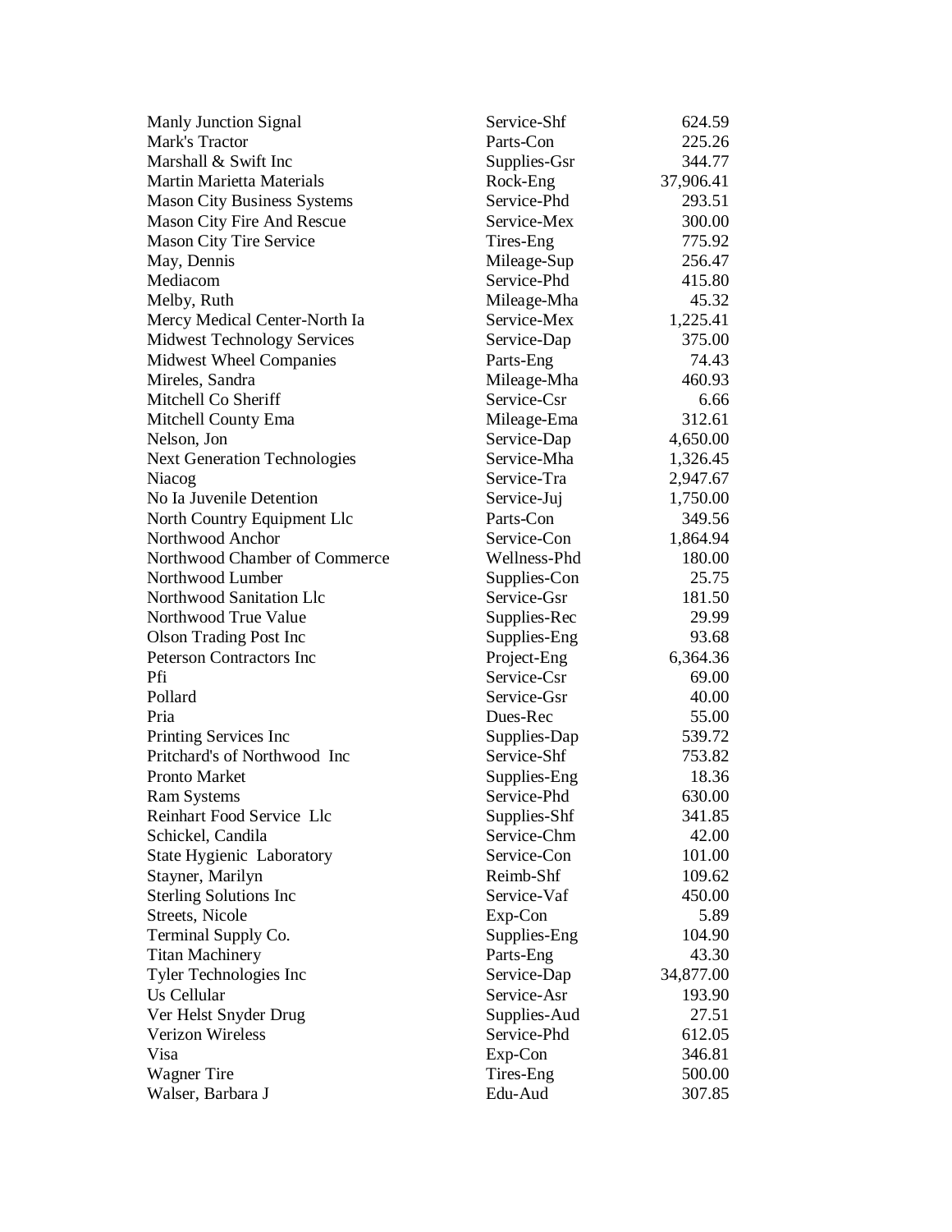| | | |
|---|---|---|
| Manly Junction Signal | Service-Shf | 624.59 |
| Mark's Tractor | Parts-Con | 225.26 |
| Marshall & Swift Inc | Supplies-Gsr | 344.77 |
| Martin Marietta Materials | Rock-Eng | 37,906.41 |
| Mason City Business Systems | Service-Phd | 293.51 |
| Mason City Fire And Rescue | Service-Mex | 300.00 |
| Mason City Tire Service | Tires-Eng | 775.92 |
| May, Dennis | Mileage-Sup | 256.47 |
| Mediacom | Service-Phd | 415.80 |
| Melby, Ruth | Mileage-Mha | 45.32 |
| Mercy Medical Center-North Ia | Service-Mex | 1,225.41 |
| Midwest Technology Services | Service-Dap | 375.00 |
| Midwest Wheel Companies | Parts-Eng | 74.43 |
| Mireles, Sandra | Mileage-Mha | 460.93 |
| Mitchell Co Sheriff | Service-Csr | 6.66 |
| Mitchell County Ema | Mileage-Ema | 312.61 |
| Nelson, Jon | Service-Dap | 4,650.00 |
| Next Generation Technologies | Service-Mha | 1,326.45 |
| Niacog | Service-Tra | 2,947.67 |
| No Ia Juvenile Detention | Service-Juj | 1,750.00 |
| North Country Equipment Llc | Parts-Con | 349.56 |
| Northwood Anchor | Service-Con | 1,864.94 |
| Northwood Chamber of Commerce | Wellness-Phd | 180.00 |
| Northwood Lumber | Supplies-Con | 25.75 |
| Northwood Sanitation Llc | Service-Gsr | 181.50 |
| Northwood True Value | Supplies-Rec | 29.99 |
| Olson Trading Post Inc | Supplies-Eng | 93.68 |
| Peterson Contractors Inc | Project-Eng | 6,364.36 |
| Pfi | Service-Csr | 69.00 |
| Pollard | Service-Gsr | 40.00 |
| Pria | Dues-Rec | 55.00 |
| Printing Services Inc | Supplies-Dap | 539.72 |
| Pritchard's of Northwood Inc | Service-Shf | 753.82 |
| Pronto Market | Supplies-Eng | 18.36 |
| Ram Systems | Service-Phd | 630.00 |
| Reinhart Food Service Llc | Supplies-Shf | 341.85 |
| Schickel, Candila | Service-Chm | 42.00 |
| State Hygienic Laboratory | Service-Con | 101.00 |
| Stayner, Marilyn | Reimb-Shf | 109.62 |
| Sterling Solutions Inc | Service-Vaf | 450.00 |
| Streets, Nicole | Exp-Con | 5.89 |
| Terminal Supply Co. | Supplies-Eng | 104.90 |
| Titan Machinery | Parts-Eng | 43.30 |
| Tyler Technologies Inc | Service-Dap | 34,877.00 |
| Us Cellular | Service-Asr | 193.90 |
| Ver Helst Snyder Drug | Supplies-Aud | 27.51 |
| Verizon Wireless | Service-Phd | 612.05 |
| Visa | Exp-Con | 346.81 |
| Wagner Tire | Tires-Eng | 500.00 |
| Walser, Barbara J | Edu-Aud | 307.85 |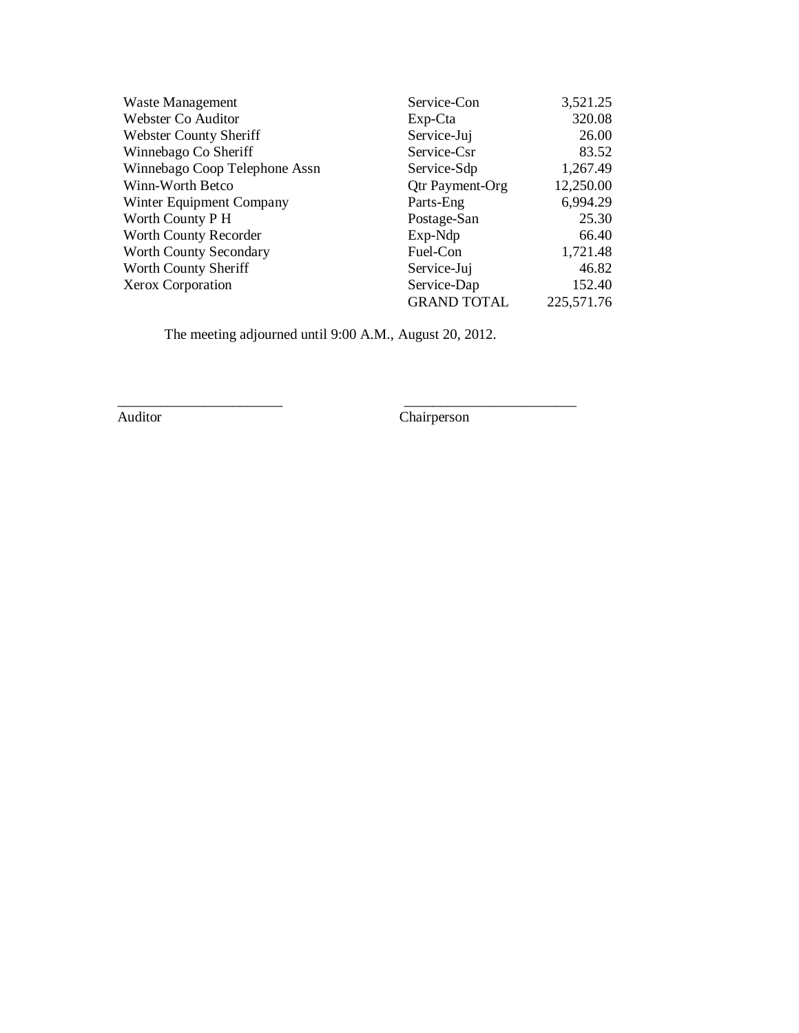| | | |
|---|---|---|
| Waste Management | Service-Con | 3,521.25 |
| Webster Co Auditor | Exp-Cta | 320.08 |
| Webster County Sheriff | Service-Juj | 26.00 |
| Winnebago Co Sheriff | Service-Csr | 83.52 |
| Winnebago Coop Telephone Assn | Service-Sdp | 1,267.49 |
| Winn-Worth Betco | Qtr Payment-Org | 12,250.00 |
| Winter Equipment Company | Parts-Eng | 6,994.29 |
| Worth County P H | Postage-San | 25.30 |
| Worth County Recorder | Exp-Ndp | 66.40 |
| Worth County Secondary | Fuel-Con | 1,721.48 |
| Worth County Sheriff | Service-Juj | 46.82 |
| Xerox Corporation | Service-Dap | 152.40 |
| | GRAND TOTAL | 225,571.76 |

The meeting adjourned until 9:00 A.M., August 20, 2012.

_______________________ Auditor

________________________ Chairperson